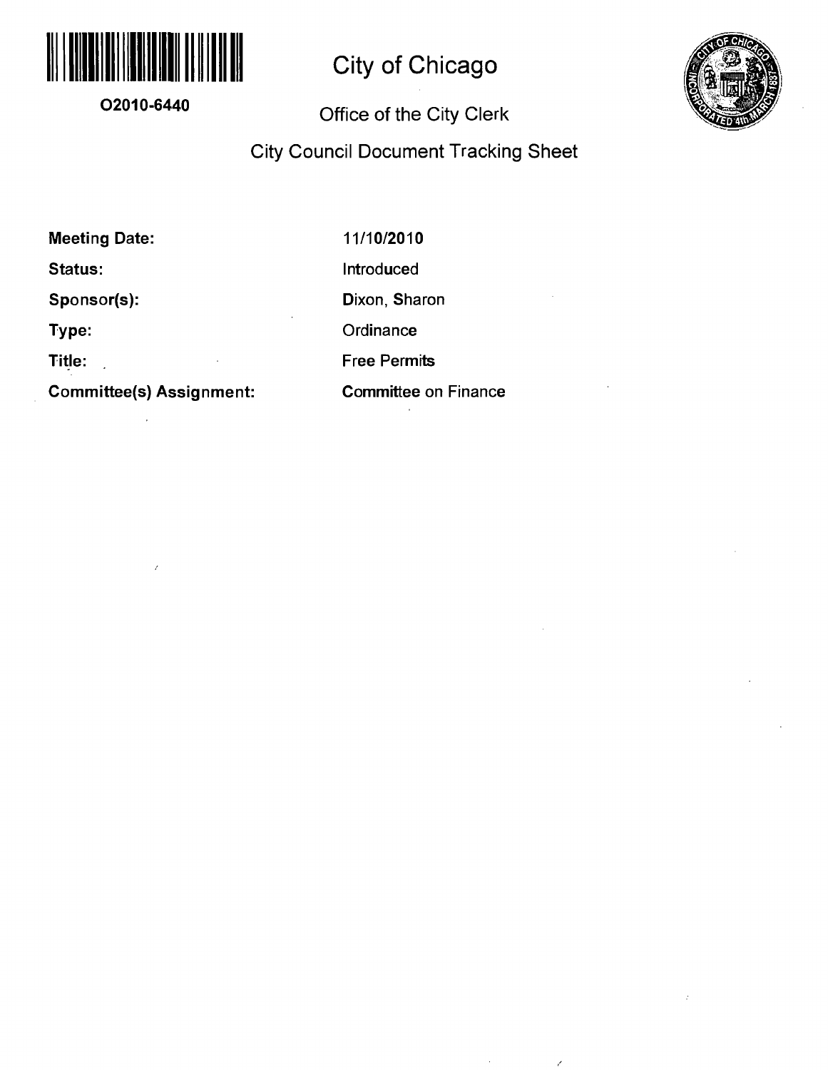O2010-6440

# City of Chicago

## Office of the City Clerk

## City Council Document Tracking Sheet

| | |
|---|---|
| **Meeting Date:** | 11/10/2010 |
| **Status:** | Introduced |
| **Sponsor(s):** | Dixon, Sharon |
| **Type:** | Ordinance |
| **Title:** | Free Permits |
| **Committee(s) Assignment:** | Committee on Finance |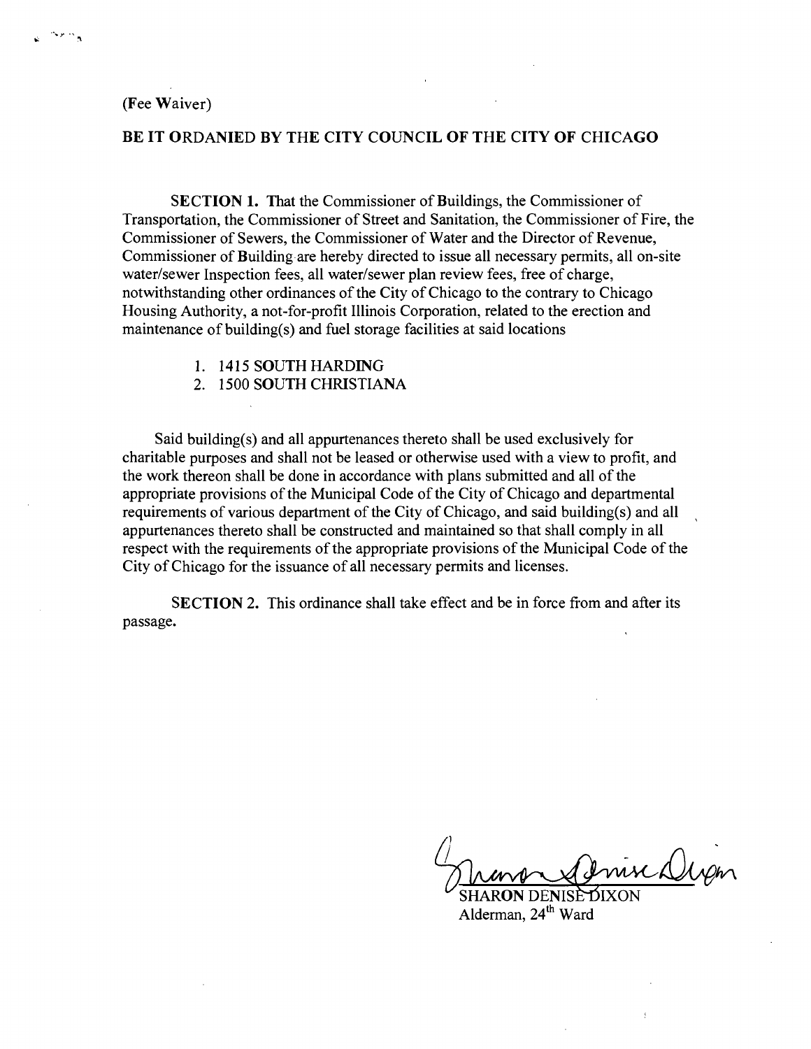(Fee Waiver)

**BE IT ORDANIED BY THE CITY COUNCIL OF THE CITY OF CHICAGO**

**SECTION 1.** That the Commissioner of Buildings, the Commissioner of Transportation, the Commissioner of Street and Sanitation, the Commissioner of Fire, the Commissioner of Sewers, the Commissioner of Water and the Director of Revenue, Commissioner of Building are hereby directed to issue all necessary permits, all on-site water/sewer Inspection fees, all water/sewer plan review fees, free of charge, notwithstanding other ordinances of the City of Chicago to the contrary to Chicago Housing Authority, a not-for-profit Illinois Corporation, related to the erection and maintenance of building(s) and fuel storage facilities at said locations

1. 1415 SOUTH HARDING
2. 1500 SOUTH CHRISTIANA

Said building(s) and all appurtenances thereto shall be used exclusively for charitable purposes and shall not be leased or otherwise used with a view to profit, and the work thereon shall be done in accordance with plans submitted and all of the appropriate provisions of the Municipal Code of the City of Chicago and departmental requirements of various department of the City of Chicago, and said building(s) and all appurtenances thereto shall be constructed and maintained so that shall comply in all respect with the requirements of the appropriate provisions of the Municipal Code of the City of Chicago for the issuance of all necessary permits and licenses.

**SECTION 2.** This ordinance shall take effect and be in force from and after its passage.

SHARON DENISE DIXON
Alderman, 24th Ward